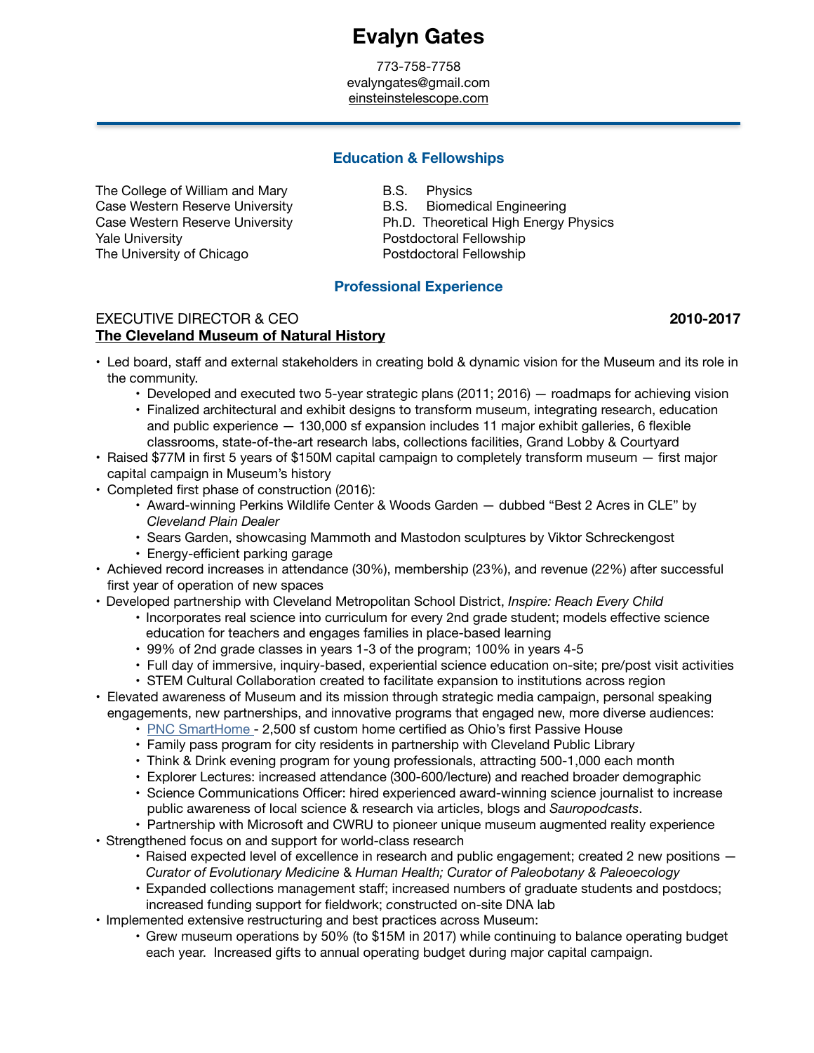# Evalyn Gates

773-758-7758
evalyngates@gmail.com
einsteinstelescope.com

## Education & Fellowships

| | |
|---|---|
| The College of William and Mary | B.S. Physics |
| Case Western Reserve University | B.S. Biomedical Engineering |
| Case Western Reserve University | Ph.D. Theoretical High Energy Physics |
| Yale University | Postdoctoral Fellowship |
| The University of Chicago | Postdoctoral Fellowship |

## Professional Experience

EXECUTIVE DIRECTOR & CEO **2010-2017**
**The Cleveland Museum of Natural History**

- Led board, staff and external stakeholders in creating bold & dynamic vision for the Museum and its role in the community.
  - Developed and executed two 5-year strategic plans (2011; 2016) — roadmaps for achieving vision
  - Finalized architectural and exhibit designs to transform museum, integrating research, education and public experience — 130,000 sf expansion includes 11 major exhibit galleries, 6 flexible classrooms, state-of-the-art research labs, collections facilities, Grand Lobby & Courtyard
- Raised $77M in first 5 years of $150M capital campaign to completely transform museum — first major capital campaign in Museum's history
- Completed first phase of construction (2016):
  - Award-winning Perkins Wildlife Center & Woods Garden — dubbed "Best 2 Acres in CLE" by *Cleveland Plain Dealer*
  - Sears Garden, showcasing Mammoth and Mastodon sculptures by Viktor Schreckengost
  - Energy-efficient parking garage
- Achieved record increases in attendance (30%), membership (23%), and revenue (22%) after successful first year of operation of new spaces
- Developed partnership with Cleveland Metropolitan School District, *Inspire: Reach Every Child*
  - Incorporates real science into curriculum for every 2nd grade student; models effective science education for teachers and engages families in place-based learning
  - 99% of 2nd grade classes in years 1-3 of the program; 100% in years 4-5
  - Full day of immersive, inquiry-based, experiential science education on-site; pre/post visit activities
  - STEM Cultural Collaboration created to facilitate expansion to institutions across region
- Elevated awareness of Museum and its mission through strategic media campaign, personal speaking engagements, new partnerships, and innovative programs that engaged new, more diverse audiences:
  - PNC SmartHome - 2,500 sf custom home certified as Ohio's first Passive House
  - Family pass program for city residents in partnership with Cleveland Public Library
  - Think & Drink evening program for young professionals, attracting 500-1,000 each month
  - Explorer Lectures: increased attendance (300-600/lecture) and reached broader demographic
  - Science Communications Officer: hired experienced award-winning science journalist to increase public awareness of local science & research via articles, blogs and *Sauropodcasts*.
  - Partnership with Microsoft and CWRU to pioneer unique museum augmented reality experience
- Strengthened focus on and support for world-class research
  - Raised expected level of excellence in research and public engagement; created 2 new positions — *Curator of Evolutionary Medicine* & *Human Health; Curator of Paleobotany & Paleoecology*
  - Expanded collections management staff; increased numbers of graduate students and postdocs; increased funding support for fieldwork; constructed on-site DNA lab
- Implemented extensive restructuring and best practices across Museum:
  - Grew museum operations by 50% (to $15M in 2017) while continuing to balance operating budget each year. Increased gifts to annual operating budget during major capital campaign.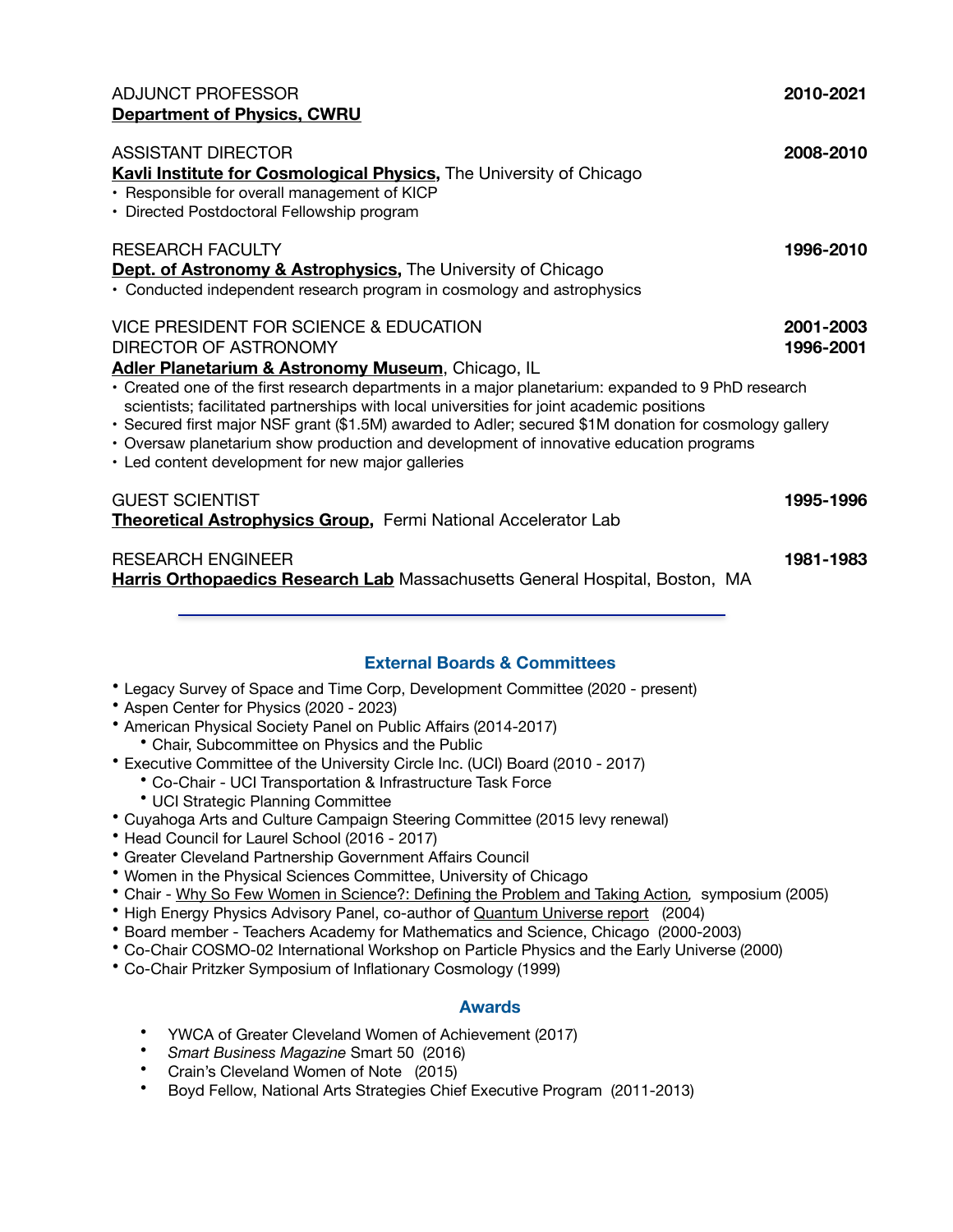ADJUNCT PROFESSOR **2010-2021**
**Department of Physics, CWRU**

ASSISTANT DIRECTOR **2008-2010**
**Kavli Institute for Cosmological Physics,** The University of Chicago
- Responsible for overall management of KICP
- Directed Postdoctoral Fellowship program

RESEARCH FACULTY **1996-2010**
**Dept. of Astronomy & Astrophysics,** The University of Chicago
- Conducted independent research program in cosmology and astrophysics

VICE PRESIDENT FOR SCIENCE & EDUCATION **2001-2003**
DIRECTOR OF ASTRONOMY **1996-2001**
**Adler Planetarium & Astronomy Museum**, Chicago, IL
- Created one of the first research departments in a major planetarium: expanded to 9 PhD research scientists; facilitated partnerships with local universities for joint academic positions
- Secured first major NSF grant ($1.5M) awarded to Adler; secured $1M donation for cosmology gallery
- Oversaw planetarium show production and development of innovative education programs
- Led content development for new major galleries

GUEST SCIENTIST **1995-1996**
**Theoretical Astrophysics Group,** Fermi National Accelerator Lab

RESEARCH ENGINEER **1981-1983**
**Harris Orthopaedics Research Lab** Massachusetts General Hospital, Boston, MA

---

## External Boards & Committees

- Legacy Survey of Space and Time Corp, Development Committee (2020 - present)
- Aspen Center for Physics (2020 - 2023)
- American Physical Society Panel on Public Affairs (2014-2017)
  - Chair, Subcommittee on Physics and the Public
- Executive Committee of the University Circle Inc. (UCI) Board (2010 - 2017)
  - Co-Chair - UCI Transportation & Infrastructure Task Force
  - UCI Strategic Planning Committee
- Cuyahoga Arts and Culture Campaign Steering Committee (2015 levy renewal)
- Head Council for Laurel School (2016 - 2017)
- Greater Cleveland Partnership Government Affairs Council
- Women in the Physical Sciences Committee, University of Chicago
- Chair - Why So Few Women in Science?: Defining the Problem and Taking Action, symposium (2005)
- High Energy Physics Advisory Panel, co-author of Quantum Universe report (2004)
- Board member - Teachers Academy for Mathematics and Science, Chicago (2000-2003)
- Co-Chair COSMO-02 International Workshop on Particle Physics and the Early Universe (2000)
- Co-Chair Pritzker Symposium of Inflationary Cosmology (1999)

## Awards

- YWCA of Greater Cleveland Women of Achievement (2017)
- *Smart Business Magazine* Smart 50 (2016)
- Crain's Cleveland Women of Note (2015)
- Boyd Fellow, National Arts Strategies Chief Executive Program (2011-2013)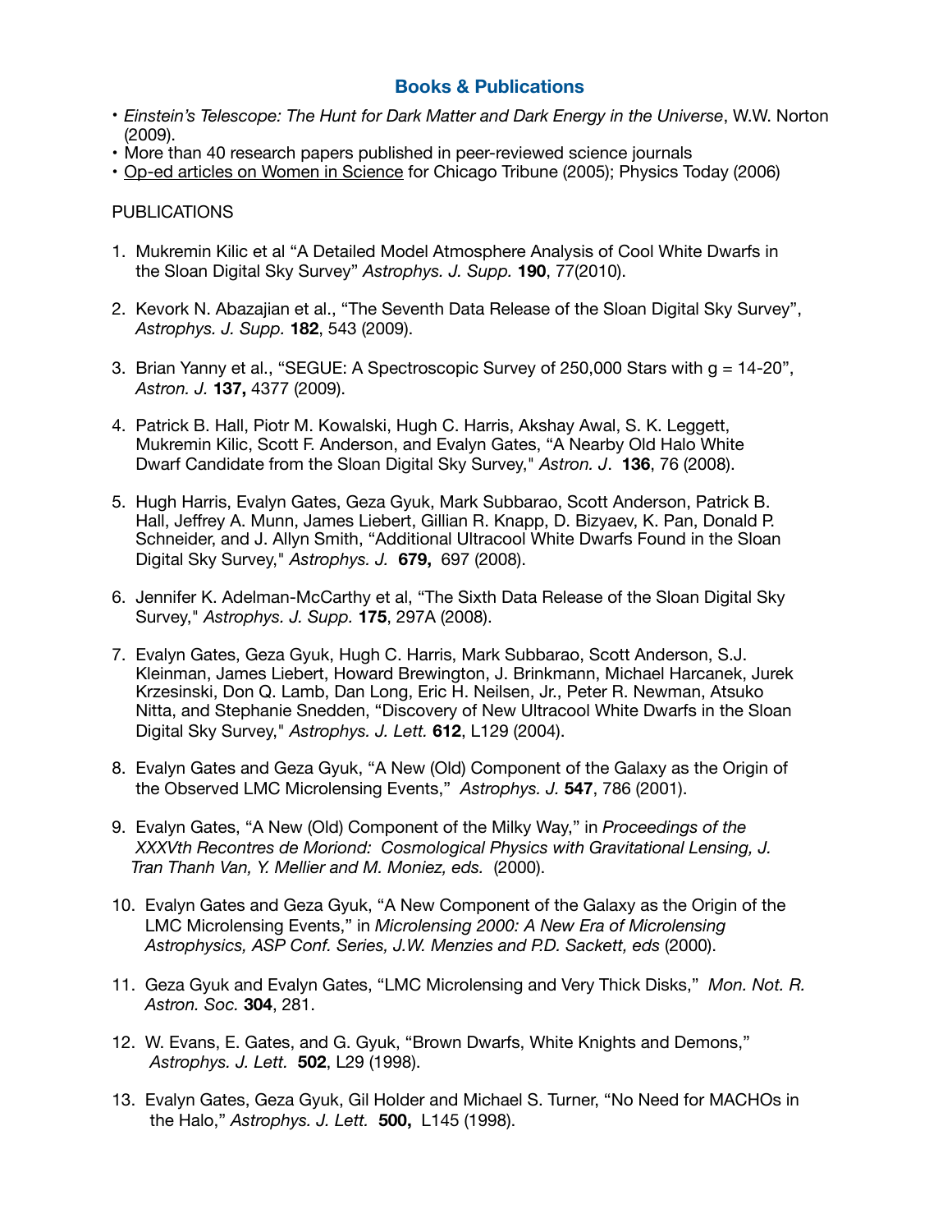## Books & Publications

- *Einstein's Telescope: The Hunt for Dark Matter and Dark Energy in the Universe*, W.W. Norton (2009).
- More than 40 research papers published in peer-reviewed science journals
- Op-ed articles on Women in Science for Chicago Tribune (2005); Physics Today (2006)

PUBLICATIONS

1. Mukremin Kilic et al "A Detailed Model Atmosphere Analysis of Cool White Dwarfs in the Sloan Digital Sky Survey" *Astrophys. J. Supp.* **190**, 77(2010).

2. Kevork N. Abazajian et al., "The Seventh Data Release of the Sloan Digital Sky Survey", *Astrophys. J. Supp.* **182**, 543 (2009).

3. Brian Yanny et al., "SEGUE: A Spectroscopic Survey of 250,000 Stars with g = 14-20", *Astron. J.* **137,** 4377 (2009).

4. Patrick B. Hall, Piotr M. Kowalski, Hugh C. Harris, Akshay Awal, S. K. Leggett, Mukremin Kilic, Scott F. Anderson, and Evalyn Gates, "A Nearby Old Halo White Dwarf Candidate from the Sloan Digital Sky Survey," *Astron. J*. **136**, 76 (2008).

5. Hugh Harris, Evalyn Gates, Geza Gyuk, Mark Subbarao, Scott Anderson, Patrick B. Hall, Jeffrey A. Munn, James Liebert, Gillian R. Knapp, D. Bizyaev, K. Pan, Donald P. Schneider, and J. Allyn Smith, "Additional Ultracool White Dwarfs Found in the Sloan Digital Sky Survey," *Astrophys. J.* **679,** 697 (2008).

6. Jennifer K. Adelman-McCarthy et al, "The Sixth Data Release of the Sloan Digital Sky Survey," *Astrophys. J. Supp.* **175**, 297A (2008).

7. Evalyn Gates, Geza Gyuk, Hugh C. Harris, Mark Subbarao, Scott Anderson, S.J. Kleinman, James Liebert, Howard Brewington, J. Brinkmann, Michael Harcanek, Jurek Krzesinski, Don Q. Lamb, Dan Long, Eric H. Neilsen, Jr., Peter R. Newman, Atsuko Nitta, and Stephanie Snedden, "Discovery of New Ultracool White Dwarfs in the Sloan Digital Sky Survey," *Astrophys. J. Lett.* **612**, L129 (2004).

8. Evalyn Gates and Geza Gyuk, "A New (Old) Component of the Galaxy as the Origin of the Observed LMC Microlensing Events," *Astrophys. J.* **547**, 786 (2001).

9. Evalyn Gates, "A New (Old) Component of the Milky Way," in *Proceedings of the XXXVth Recontres de Moriond: Cosmological Physics with Gravitational Lensing, J. Tran Thanh Van, Y. Mellier and M. Moniez, eds.* (2000).

10. Evalyn Gates and Geza Gyuk, "A New Component of the Galaxy as the Origin of the LMC Microlensing Events," in *Microlensing 2000: A New Era of Microlensing Astrophysics, ASP Conf. Series, J.W. Menzies and P.D. Sackett, eds* (2000).

11. Geza Gyuk and Evalyn Gates, "LMC Microlensing and Very Thick Disks," *Mon. Not. R. Astron. Soc.* **304**, 281.

12. W. Evans, E. Gates, and G. Gyuk, "Brown Dwarfs, White Knights and Demons," *Astrophys. J. Lett.* **502**, L29 (1998).

13. Evalyn Gates, Geza Gyuk, Gil Holder and Michael S. Turner, "No Need for MACHOs in the Halo," *Astrophys. J. Lett.* **500,** L145 (1998).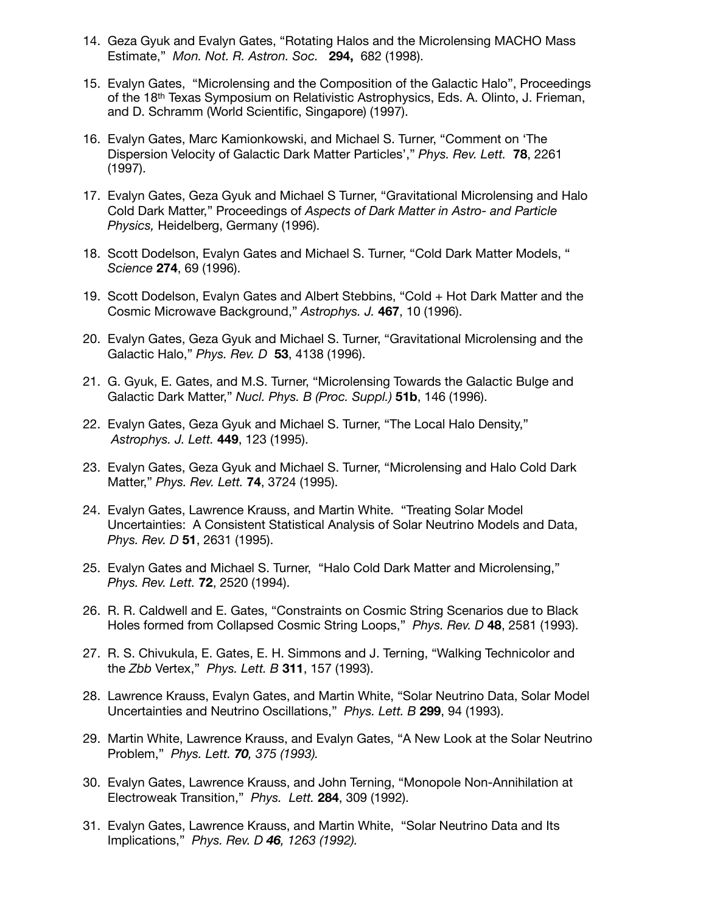14. Geza Gyuk and Evalyn Gates, “Rotating Halos and the Microlensing MACHO Mass Estimate,” *Mon. Not. R. Astron. Soc.* **294,** 682 (1998).

15. Evalyn Gates, “Microlensing and the Composition of the Galactic Halo”, Proceedings of the 18th Texas Symposium on Relativistic Astrophysics, Eds. A. Olinto, J. Frieman, and D. Schramm (World Scientific, Singapore) (1997).

16. Evalyn Gates, Marc Kamionkowski, and Michael S. Turner, “Comment on ‘The Dispersion Velocity of Galactic Dark Matter Particles’,” *Phys. Rev. Lett.* **78**, 2261 (1997).

17. Evalyn Gates, Geza Gyuk and Michael S Turner, “Gravitational Microlensing and Halo Cold Dark Matter,” Proceedings of *Aspects of Dark Matter in Astro- and Particle Physics,* Heidelberg, Germany (1996).

18. Scott Dodelson, Evalyn Gates and Michael S. Turner, “Cold Dark Matter Models, “ *Science* **274**, 69 (1996).

19. Scott Dodelson, Evalyn Gates and Albert Stebbins, “Cold + Hot Dark Matter and the Cosmic Microwave Background,” *Astrophys. J.* **467**, 10 (1996).

20. Evalyn Gates, Geza Gyuk and Michael S. Turner, “Gravitational Microlensing and the Galactic Halo,” *Phys. Rev. D* **53**, 4138 (1996).

21. G. Gyuk, E. Gates, and M.S. Turner, “Microlensing Towards the Galactic Bulge and Galactic Dark Matter,” *Nucl. Phys. B (Proc. Suppl.)* **51b**, 146 (1996).

22. Evalyn Gates, Geza Gyuk and Michael S. Turner, “The Local Halo Density,” *Astrophys. J. Lett.* **449**, 123 (1995).

23. Evalyn Gates, Geza Gyuk and Michael S. Turner, “Microlensing and Halo Cold Dark Matter,” *Phys. Rev. Lett.* **74**, 3724 (1995).

24. Evalyn Gates, Lawrence Krauss, and Martin White. “Treating Solar Model Uncertainties: A Consistent Statistical Analysis of Solar Neutrino Models and Data, *Phys. Rev. D* **51**, 2631 (1995).

25. Evalyn Gates and Michael S. Turner, “Halo Cold Dark Matter and Microlensing,” *Phys. Rev. Lett.* **72**, 2520 (1994).

26. R. R. Caldwell and E. Gates, “Constraints on Cosmic String Scenarios due to Black Holes formed from Collapsed Cosmic String Loops,” *Phys. Rev. D* **48**, 2581 (1993).

27. R. S. Chivukula, E. Gates, E. H. Simmons and J. Terning, “Walking Technicolor and the *Zbb* Vertex,” *Phys. Lett. B* **311**, 157 (1993).

28. Lawrence Krauss, Evalyn Gates, and Martin White, “Solar Neutrino Data, Solar Model Uncertainties and Neutrino Oscillations,” *Phys. Lett. B* **299**, 94 (1993).

29. Martin White, Lawrence Krauss, and Evalyn Gates, “A New Look at the Solar Neutrino Problem,” *Phys. Lett. **70**, 375 (1993).*

30. Evalyn Gates, Lawrence Krauss, and John Terning, “Monopole Non-Annihilation at Electroweak Transition,” *Phys. Lett.* **284**, 309 (1992).

31. Evalyn Gates, Lawrence Krauss, and Martin White, “Solar Neutrino Data and Its Implications,” *Phys. Rev. D **46**, 1263 (1992).*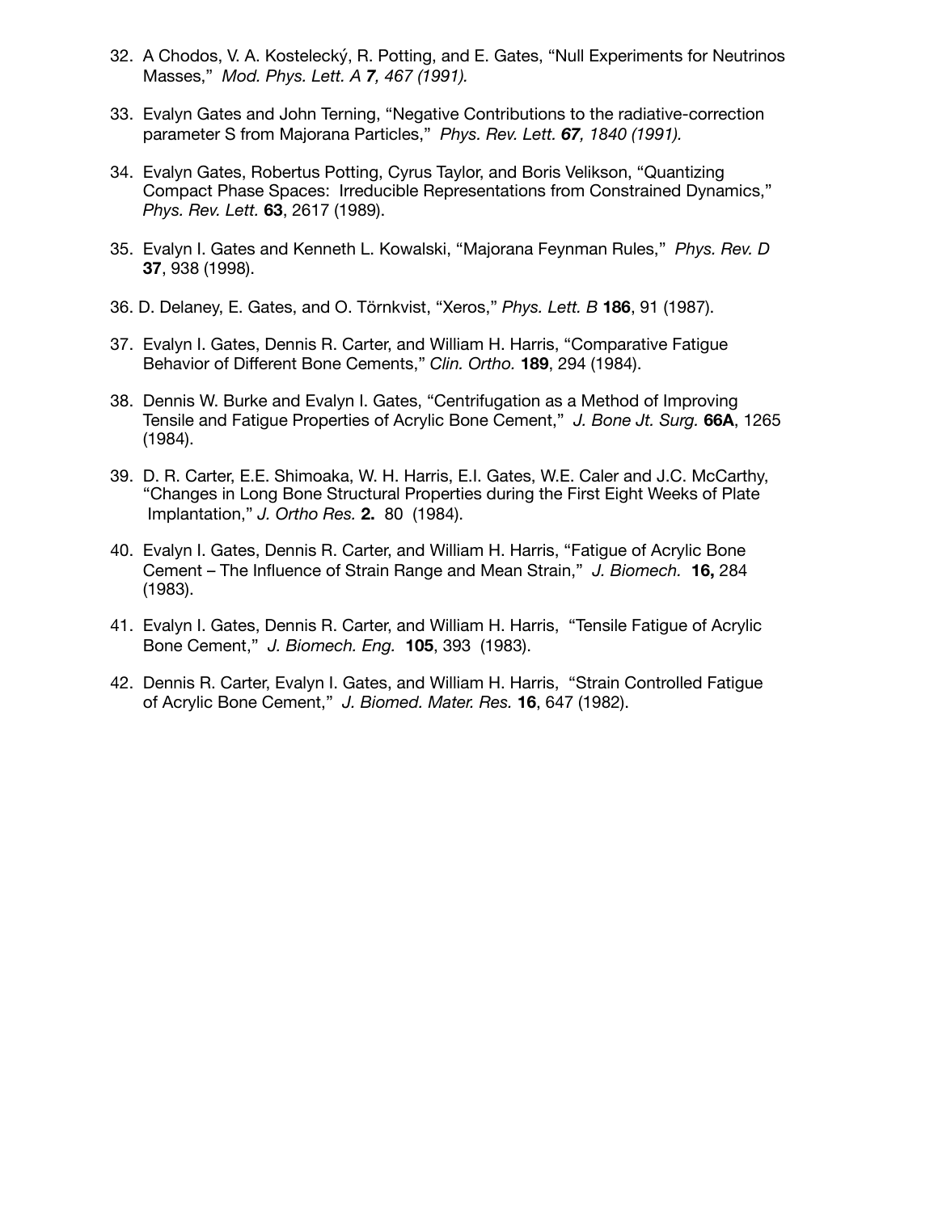32. A Chodos, V. A. Kostelecký, R. Potting, and E. Gates, "Null Experiments for Neutrinos Masses," *Mod. Phys. Lett. A **7**, 467 (1991).*

33. Evalyn Gates and John Terning, "Negative Contributions to the radiative-correction parameter S from Majorana Particles," *Phys. Rev. Lett. **67**, 1840 (1991).*

34. Evalyn Gates, Robertus Potting, Cyrus Taylor, and Boris Velikson, "Quantizing Compact Phase Spaces: Irreducible Representations from Constrained Dynamics," *Phys. Rev. Lett.* **63**, 2617 (1989).

35. Evalyn I. Gates and Kenneth L. Kowalski, "Majorana Feynman Rules," *Phys. Rev. D* **37**, 938 (1998).

36. D. Delaney, E. Gates, and O. Törnkvist, "Xeros," *Phys. Lett. B* **186**, 91 (1987).

37. Evalyn I. Gates, Dennis R. Carter, and William H. Harris, "Comparative Fatigue Behavior of Different Bone Cements," *Clin. Ortho.* **189**, 294 (1984).

38. Dennis W. Burke and Evalyn I. Gates, "Centrifugation as a Method of Improving Tensile and Fatigue Properties of Acrylic Bone Cement," *J. Bone Jt. Surg.* **66A**, 1265 (1984).

39. D. R. Carter, E.E. Shimoaka, W. H. Harris, E.I. Gates, W.E. Caler and J.C. McCarthy, "Changes in Long Bone Structural Properties during the First Eight Weeks of Plate Implantation," *J. Ortho Res.* **2.** 80 (1984).

40. Evalyn I. Gates, Dennis R. Carter, and William H. Harris, "Fatigue of Acrylic Bone Cement – The Influence of Strain Range and Mean Strain," *J. Biomech.* **16,** 284 (1983).

41. Evalyn I. Gates, Dennis R. Carter, and William H. Harris, "Tensile Fatigue of Acrylic Bone Cement," *J. Biomech. Eng.* **105**, 393 (1983).

42. Dennis R. Carter, Evalyn I. Gates, and William H. Harris, "Strain Controlled Fatigue of Acrylic Bone Cement," *J. Biomed. Mater. Res.* **16**, 647 (1982).